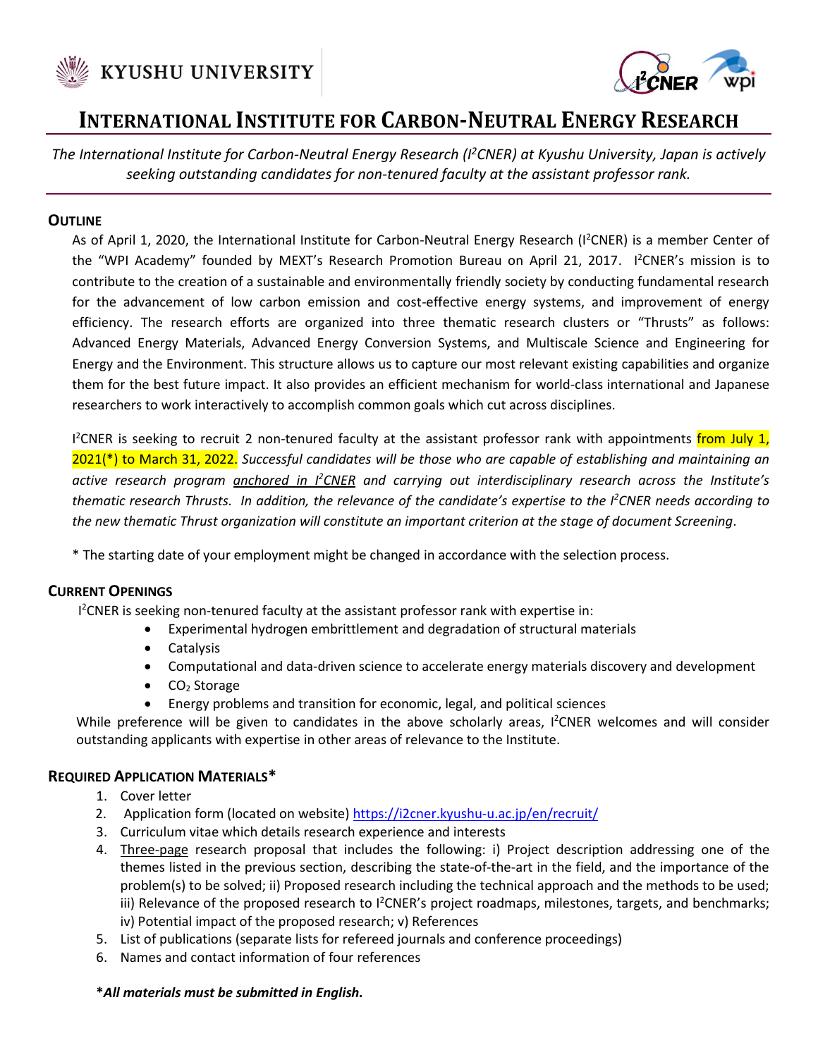KYUSHU UNIVERSITY

# International Institute for Carbon-Neutral Energy Research

*The International Institute for Carbon-Neutral Energy Research ($I^2CNER$) at Kyushu University, Japan is actively seeking outstanding candidates for non-tenured faculty at the assistant professor rank.*

## Outline

As of April 1, 2020, the International Institute for Carbon-Neutral Energy Research ($I^2CNER$) is a member Center of the "WPI Academy" founded by MEXT's Research Promotion Bureau on April 21, 2017. $I^2CNER$'s mission is to contribute to the creation of a sustainable and environmentally friendly society by conducting fundamental research for the advancement of low carbon emission and cost-effective energy systems, and improvement of energy efficiency. The research efforts are organized into three thematic research clusters or "Thrusts" as follows: Advanced Energy Materials, Advanced Energy Conversion Systems, and Multiscale Science and Engineering for Energy and the Environment. This structure allows us to capture our most relevant existing capabilities and organize them for the best future impact. It also provides an efficient mechanism for world-class international and Japanese researchers to work interactively to accomplish common goals which cut across disciplines.

$I^2CNER$ is seeking to recruit 2 non-tenured faculty at the assistant professor rank with appointments from July 1, 2021(*) to March 31, 2022. *Successful candidates will be those who are capable of establishing and maintaining an active research program anchored in $I^2CNER$ and carrying out interdisciplinary research across the Institute's thematic research Thrusts. In addition, the relevance of the candidate's expertise to the $I^2CNER$ needs according to the new thematic Thrust organization will constitute an important criterion at the stage of document Screening*.

* The starting date of your employment might be changed in accordance with the selection process.

## Current Openings

$I^2CNER$ is seeking non-tenured faculty at the assistant professor rank with expertise in:

- Experimental hydrogen embrittlement and degradation of structural materials
- Catalysis
- Computational and data-driven science to accelerate energy materials discovery and development
- $CO_2$ Storage
- Energy problems and transition for economic, legal, and political sciences

While preference will be given to candidates in the above scholarly areas, $I^2CNER$ welcomes and will consider outstanding applicants with expertise in other areas of relevance to the Institute.

## Required Application Materials*

1. Cover letter
2. Application form (located on website) https://i2cner.kyushu-u.ac.jp/en/recruit/
3. Curriculum vitae which details research experience and interests
4. Three-page research proposal that includes the following: i) Project description addressing one of the themes listed in the previous section, describing the state-of-the-art in the field, and the importance of the problem(s) to be solved; ii) Proposed research including the technical approach and the methods to be used; iii) Relevance of the proposed research to $I^2CNER$'s project roadmaps, milestones, targets, and benchmarks; iv) Potential impact of the proposed research; v) References
5. List of publications (separate lists for refereed journals and conference proceedings)
6. Names and contact information of four references

***All materials must be submitted in English.***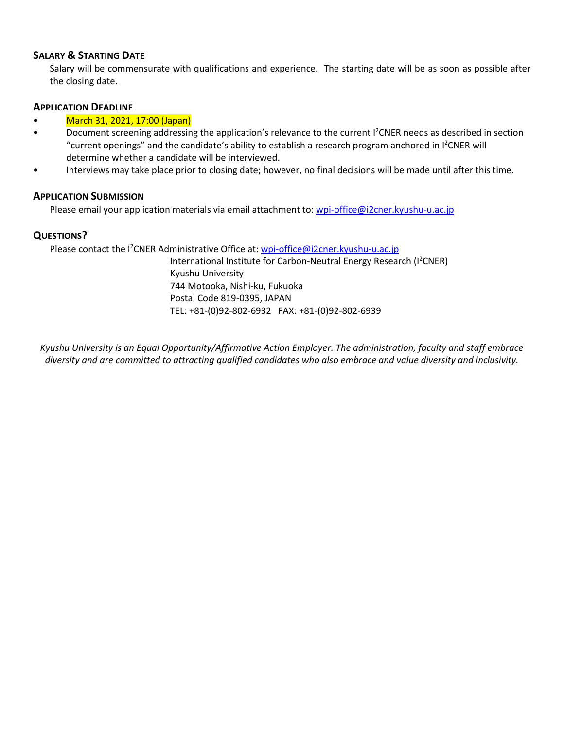## Salary & Starting Date

Salary will be commensurate with qualifications and experience. The starting date will be as soon as possible after the closing date.

## Application Deadline

- March 31, 2021, 17:00 (Japan)
- Document screening addressing the application's relevance to the current I$^2$CNER needs as described in section "current openings" and the candidate's ability to establish a research program anchored in I$^2$CNER will determine whether a candidate will be interviewed.
- Interviews may take place prior to closing date; however, no final decisions will be made until after this time.

## Application Submission

Please email your application materials via email attachment to: wpi-office@i2cner.kyushu-u.ac.jp

## Questions?

Please contact the I$^2$CNER Administrative Office at: wpi-office@i2cner.kyushu-u.ac.jp

International Institute for Carbon-Neutral Energy Research (I$^2$CNER)
Kyushu University
744 Motooka, Nishi-ku, Fukuoka
Postal Code 819-0395, JAPAN
TEL: +81-(0)92-802-6932 FAX: +81-(0)92-802-6939

*Kyushu University is an Equal Opportunity/Affirmative Action Employer. The administration, faculty and staff embrace diversity and are committed to attracting qualified candidates who also embrace and value diversity and inclusivity.*